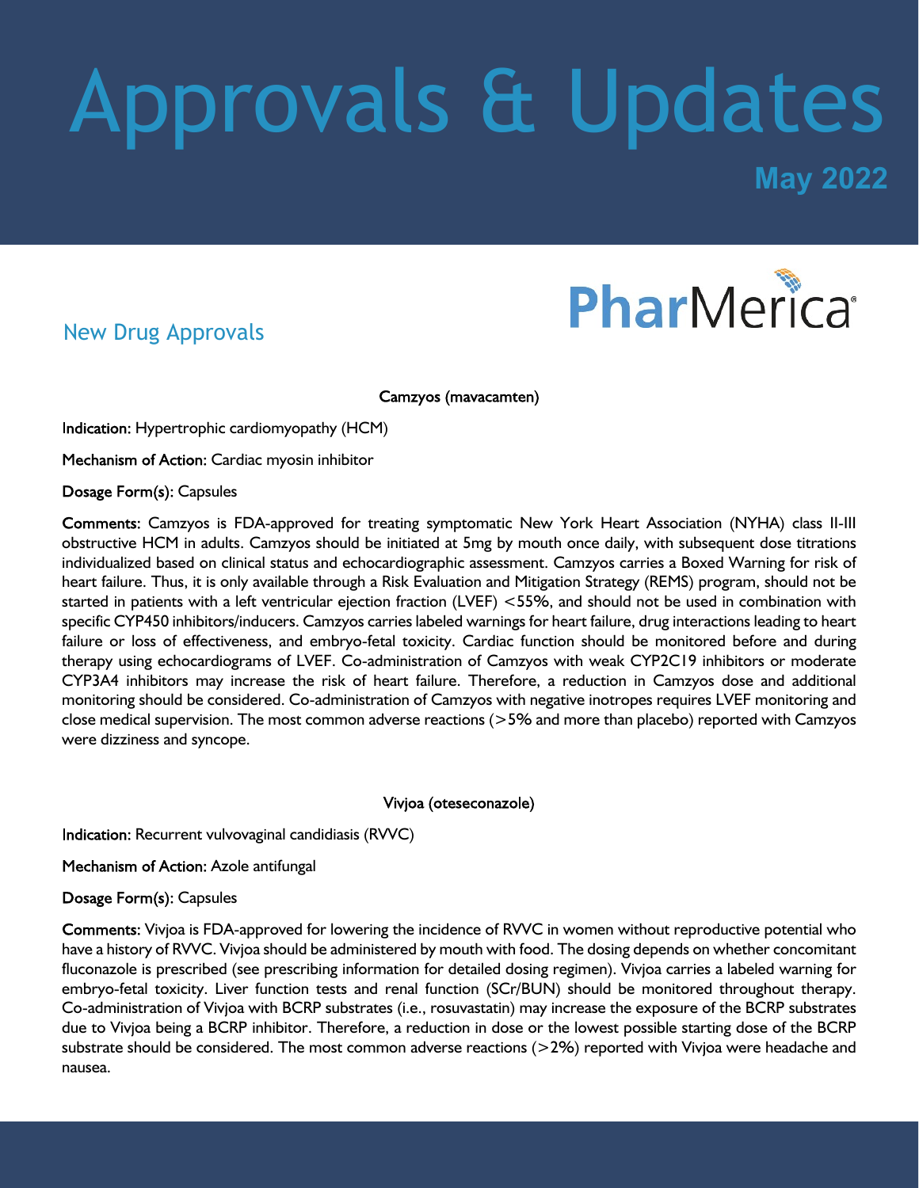# Approvals & Updates

**May 2022**

PharMerica

## New Drug Approvals

### Camzyos (mavacamten)

**Indication:** Hypertrophic cardiomyopathy (HCM)

**Mechanism of Action:** Cardiac myosin inhibitor

**Dosage Form(s):** Capsules

**Comments:** Camzyos is FDA-approved for treating symptomatic New York Heart Association (NYHA) class II-III obstructive HCM in adults. Camzyos should be initiated at 5mg by mouth once daily, with subsequent dose titrations individualized based on clinical status and echocardiographic assessment. Camzyos carries a Boxed Warning for risk of heart failure. Thus, it is only available through a Risk Evaluation and Mitigation Strategy (REMS) program, should not be started in patients with a left ventricular ejection fraction (LVEF) <55%, and should not be used in combination with specific CYP450 inhibitors/inducers. Camzyos carries labeled warnings for heart failure, drug interactions leading to heart failure or loss of effectiveness, and embryo-fetal toxicity. Cardiac function should be monitored before and during therapy using echocardiograms of LVEF. Co-administration of Camzyos with weak CYP2C19 inhibitors or moderate CYP3A4 inhibitors may increase the risk of heart failure. Therefore, a reduction in Camzyos dose and additional monitoring should be considered. Co-administration of Camzyos with negative inotropes requires LVEF monitoring and close medical supervision. The most common adverse reactions (>5% and more than placebo) reported with Camzyos were dizziness and syncope.

### Vivjoa (oteseconazole)

**Indication:** Recurrent vulvovaginal candidiasis (RVVC)

**Mechanism of Action:** Azole antifungal

**Dosage Form(s):** Capsules

**Comments:** Vivjoa is FDA-approved for lowering the incidence of RVVC in women without reproductive potential who have a history of RVVC. Vivjoa should be administered by mouth with food. The dosing depends on whether concomitant fluconazole is prescribed (see prescribing information for detailed dosing regimen). Vivjoa carries a labeled warning for embryo-fetal toxicity. Liver function tests and renal function (SCr/BUN) should be monitored throughout therapy. Co-administration of Vivjoa with BCRP substrates (i.e., rosuvastatin) may increase the exposure of the BCRP substrates due to Vivjoa being a BCRP inhibitor. Therefore, a reduction in dose or the lowest possible starting dose of the BCRP substrate should be considered. The most common adverse reactions (>2%) reported with Vivjoa were headache and nausea.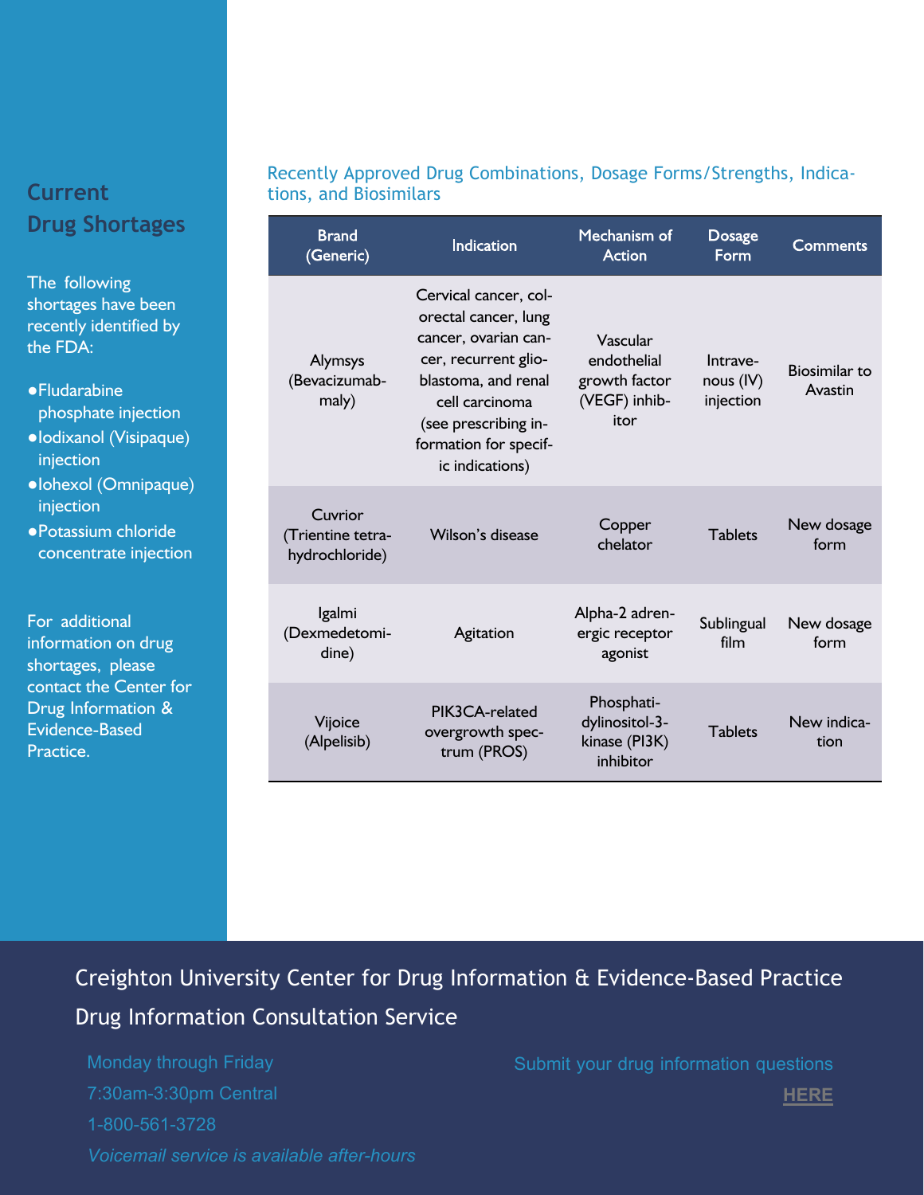## Current Drug Shortages

The following shortages have been recently identified by the FDA:

- Fludarabine phosphate injection
- Iodixanol (Visipaque) injection
- Iohexol (Omnipaque) injection
- Potassium chloride concentrate injection

For additional information on drug shortages, please contact the Center for Drug Information & Evidence-Based Practice.

## Recently Approved Drug Combinations, Dosage Forms/Strengths, Indications, and Biosimilars

| Brand (Generic) | Indication | Mechanism of Action | Dosage Form | Comments |
|---|---|---|---|---|
| Alymsys (Bevacizumab-maly) | Cervical cancer, colorectal cancer, lung cancer, ovarian cancer, recurrent glioblastoma, and renal cell carcinoma (see prescribing information for specific indications) | Vascular endothelial growth factor (VEGF) inhibitor | Intravenous (IV) injection | Biosimilar to Avastin |
| Cuvrior (Trientine tetrahydrochloride) | Wilson's disease | Copper chelator | Tablets | New dosage form |
| Igalmi (Dexmedetomidine) | Agitation | Alpha-2 adrenergic receptor agonist | Sublingual film | New dosage form |
| Vijoice (Alpelisib) | PIK3CA-related overgrowth spectrum (PROS) | Phosphatidylinositol-3-kinase (PI3K) inhibitor | Tablets | New indication |

## Creighton University Center for Drug Information & Evidence-Based Practice

## Drug Information Consultation Service

Monday through Friday

7:30am-3:30pm Central

1-800-561-3728

*Voicemail service is available after-hours*

Submit your drug information questions

HERE